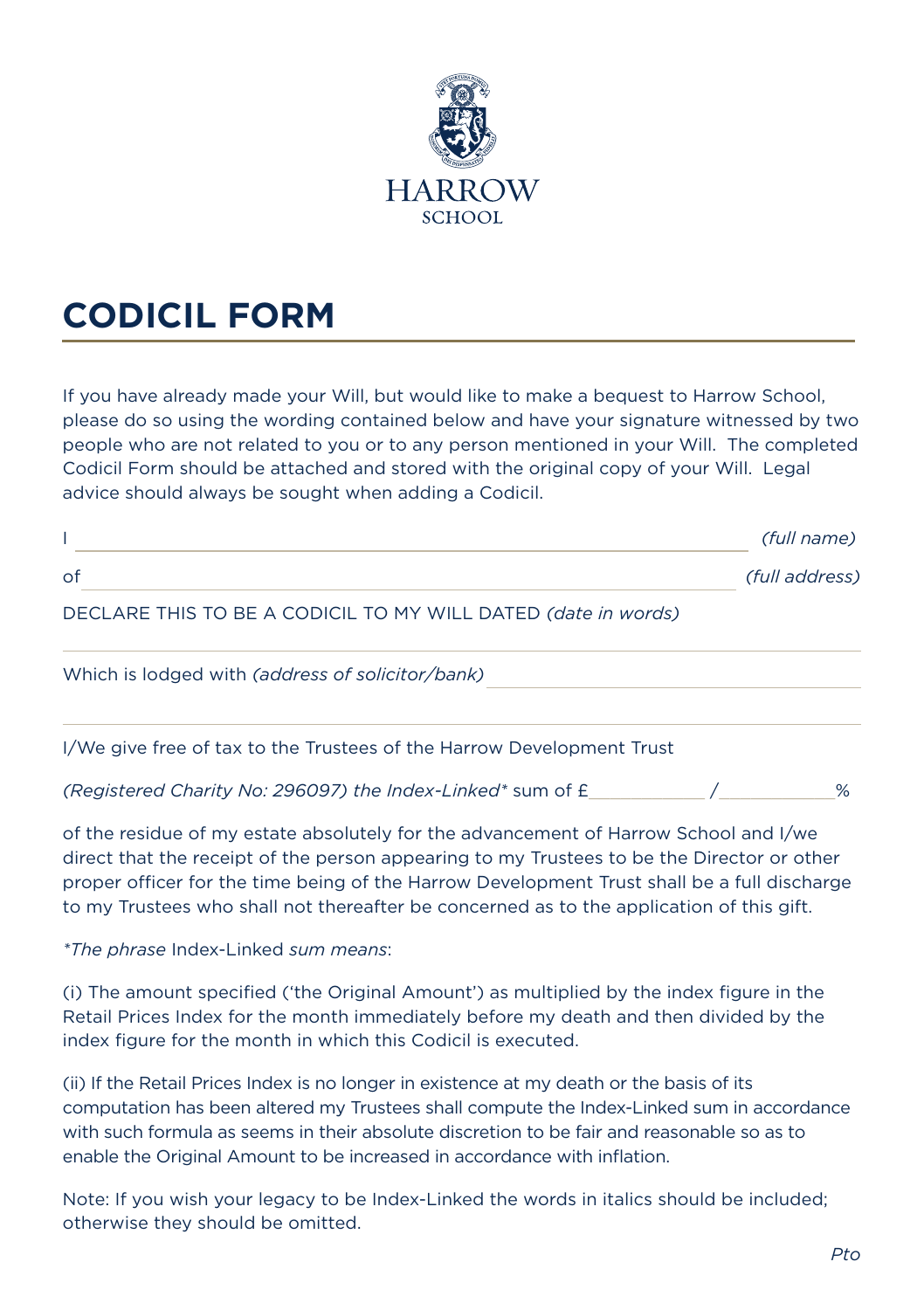HARROW
SCHOOL

# CODICIL FORM

If you have already made your Will, but would like to make a bequest to Harrow School, please do so using the wording contained below and have your signature witnessed by two people who are not related to you or to any person mentioned in your Will. The completed Codicil Form should be attached and stored with the original copy of your Will. Legal advice should always be sought when adding a Codicil.

I ____________________________________________ *(full name)*

of ____________________________________________ *(full address)*

DECLARE THIS TO BE A CODICIL TO MY WILL DATED *(date in words)*

____________________________________________

Which is lodged with *(address of solicitor/bank)* ____________________

____________________________________________

I/We give free of tax to the Trustees of the Harrow Development Trust

*(Registered Charity No: 296097) the Index-Linked\** sum of £__________ /__________%

of the residue of my estate absolutely for the advancement of Harrow School and I/we direct that the receipt of the person appearing to my Trustees to be the Director or other proper officer for the time being of the Harrow Development Trust shall be a full discharge to my Trustees who shall not thereafter be concerned as to the application of this gift.

*\*The phrase* Index-Linked *sum means*:

(i) The amount specified ('the Original Amount') as multiplied by the index figure in the Retail Prices Index for the month immediately before my death and then divided by the index figure for the month in which this Codicil is executed.

(ii) If the Retail Prices Index is no longer in existence at my death or the basis of its computation has been altered my Trustees shall compute the Index-Linked sum in accordance with such formula as seems in their absolute discretion to be fair and reasonable so as to enable the Original Amount to be increased in accordance with inflation.

Note: If you wish your legacy to be Index-Linked the words in italics should be included; otherwise they should be omitted.

*Pto*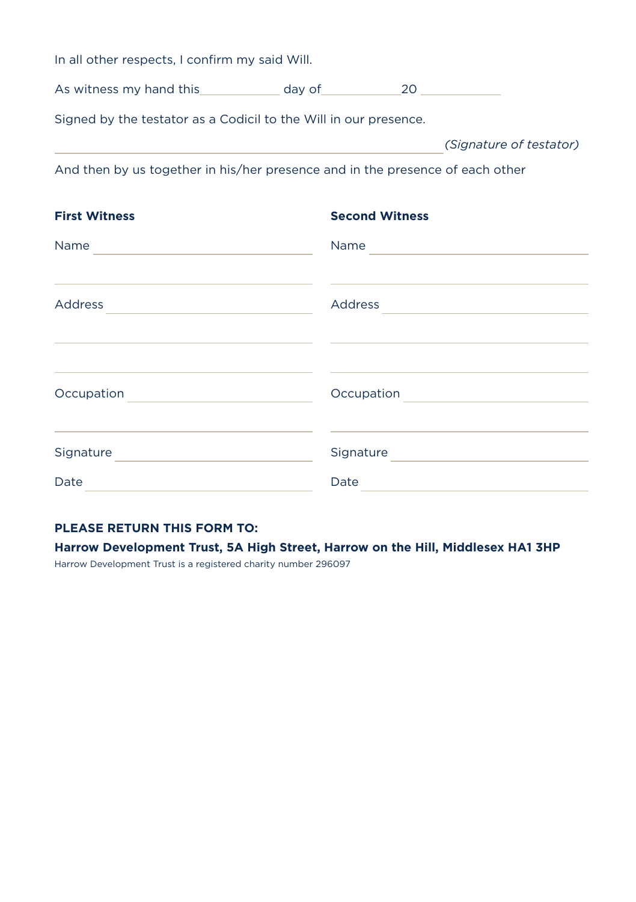In all other respects, I confirm my said Will.

As witness my hand this____________ day of____________20 ____________

Signed by the testator as a Codicil to the Will in our presence.

_____________________________________________ *(Signature of testator)*

And then by us together in his/her presence and in the presence of each other

**First Witness**

Name ______________________________

______________________________

Address ______________________________

______________________________

______________________________

Occupation ______________________________

______________________________

Signature ______________________________

Date ______________________________

**Second Witness**

Name ______________________________

______________________________

Address ______________________________

______________________________

______________________________

Occupation ______________________________

______________________________

Signature ______________________________

Date ______________________________

**PLEASE RETURN THIS FORM TO:**

**Harrow Development Trust, 5A High Street, Harrow on the Hill, Middlesex HA1 3HP**

Harrow Development Trust is a registered charity number 296097